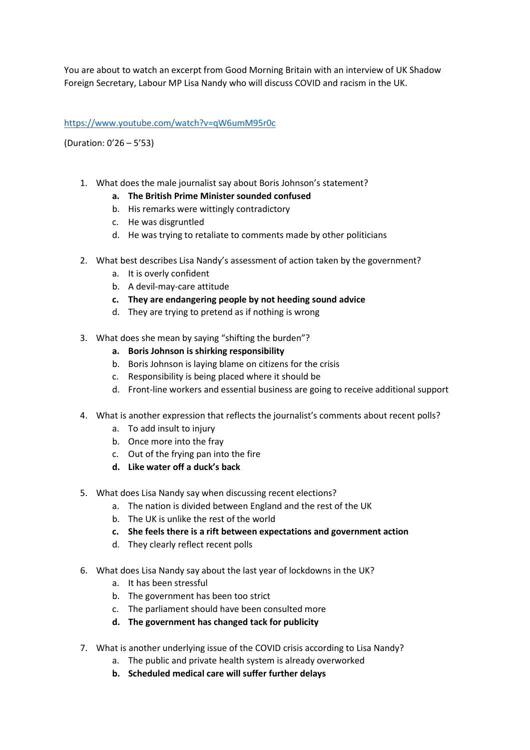You are about to watch an excerpt from Good Morning Britain with an interview of UK Shadow Foreign Secretary, Labour MP Lisa Nandy who will discuss COVID and racism in the UK.

https://www.youtube.com/watch?v=qW6umM95r0c

(Duration: 0'26 – 5'53)

1. What does the male journalist say about Boris Johnson's statement?
    a. **The British Prime Minister sounded confused**
    b. His remarks were wittingly contradictory
    c. He was disgruntled
    d. He was trying to retaliate to comments made by other politicians

2. What best describes Lisa Nandy's assessment of action taken by the government?
    a. It is overly confident
    b. A devil-may-care attitude
    c. **They are endangering people by not heeding sound advice**
    d. They are trying to pretend as if nothing is wrong

3. What does she mean by saying "shifting the burden"?
    a. **Boris Johnson is shirking responsibility**
    b. Boris Johnson is laying blame on citizens for the crisis
    c. Responsibility is being placed where it should be
    d. Front-line workers and essential business are going to receive additional support

4. What is another expression that reflects the journalist's comments about recent polls?
    a. To add insult to injury
    b. Once more into the fray
    c. Out of the frying pan into the fire
    d. **Like water off a duck's back**

5. What does Lisa Nandy say when discussing recent elections?
    a. The nation is divided between England and the rest of the UK
    b. The UK is unlike the rest of the world
    c. **She feels there is a rift between expectations and government action**
    d. They clearly reflect recent polls

6. What does Lisa Nandy say about the last year of lockdowns in the UK?
    a. It has been stressful
    b. The government has been too strict
    c. The parliament should have been consulted more
    d. **The government has changed tack for publicity**

7. What is another underlying issue of the COVID crisis according to Lisa Nandy?
    a. The public and private health system is already overworked
    b. **Scheduled medical care will suffer further delays**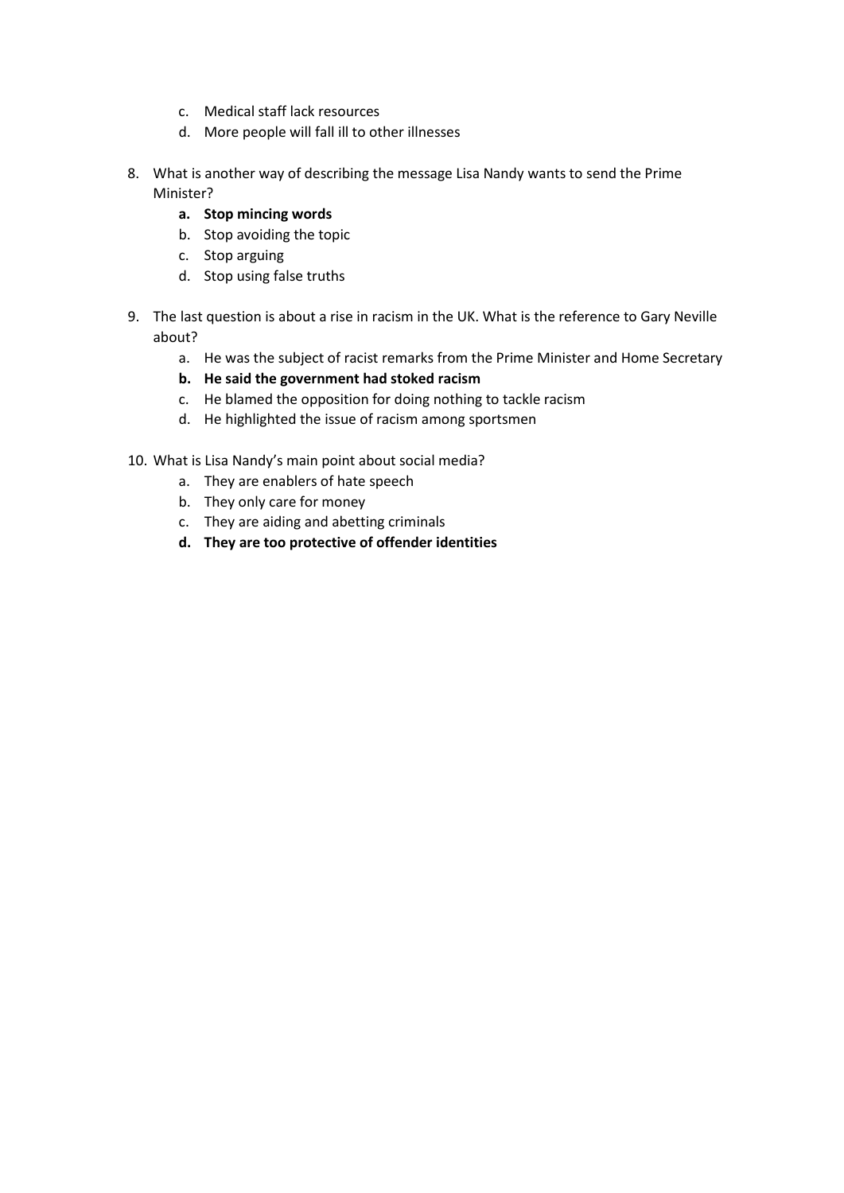c. Medical staff lack resources
   d. More people will fall ill to other illnesses

8. What is another way of describing the message Lisa Nandy wants to send the Prime Minister?
   **a. Stop mincing words**
   b. Stop avoiding the topic
   c. Stop arguing
   d. Stop using false truths

9. The last question is about a rise in racism in the UK. What is the reference to Gary Neville about?
   a. He was the subject of racist remarks from the Prime Minister and Home Secretary
   **b. He said the government had stoked racism**
   c. He blamed the opposition for doing nothing to tackle racism
   d. He highlighted the issue of racism among sportsmen

10. What is Lisa Nandy's main point about social media?
    a. They are enablers of hate speech
    b. They only care for money
    c. They are aiding and abetting criminals
    **d. They are too protective of offender identities**